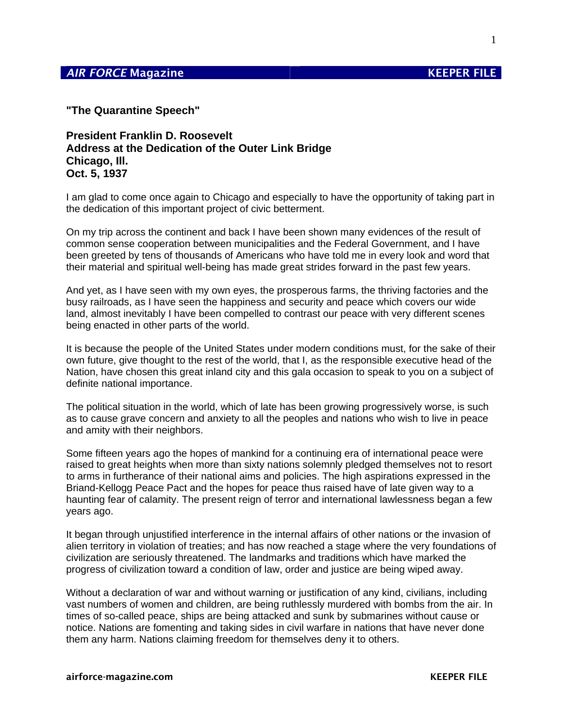## "The Quarantine Speech"

**President Franklin D. Roosevelt**
**Address at the Dedication of the Outer Link Bridge**
**Chicago, Ill.**
**Oct. 5, 1937**

I am glad to come once again to Chicago and especially to have the opportunity of taking part in the dedication of this important project of civic betterment.

On my trip across the continent and back I have been shown many evidences of the result of common sense cooperation between municipalities and the Federal Government, and I have been greeted by tens of thousands of Americans who have told me in every look and word that their material and spiritual well-being has made great strides forward in the past few years.

And yet, as I have seen with my own eyes, the prosperous farms, the thriving factories and the busy railroads, as I have seen the happiness and security and peace which covers our wide land, almost inevitably I have been compelled to contrast our peace with very different scenes being enacted in other parts of the world.

It is because the people of the United States under modern conditions must, for the sake of their own future, give thought to the rest of the world, that I, as the responsible executive head of the Nation, have chosen this great inland city and this gala occasion to speak to you on a subject of definite national importance.

The political situation in the world, which of late has been growing progressively worse, is such as to cause grave concern and anxiety to all the peoples and nations who wish to live in peace and amity with their neighbors.

Some fifteen years ago the hopes of mankind for a continuing era of international peace were raised to great heights when more than sixty nations solemnly pledged themselves not to resort to arms in furtherance of their national aims and policies. The high aspirations expressed in the Briand-Kellogg Peace Pact and the hopes for peace thus raised have of late given way to a haunting fear of calamity. The present reign of terror and international lawlessness began a few years ago.

It began through unjustified interference in the internal affairs of other nations or the invasion of alien territory in violation of treaties; and has now reached a stage where the very foundations of civilization are seriously threatened. The landmarks and traditions which have marked the progress of civilization toward a condition of law, order and justice are being wiped away.

Without a declaration of war and without warning or justification of any kind, civilians, including vast numbers of women and children, are being ruthlessly murdered with bombs from the air. In times of so-called peace, ships are being attacked and sunk by submarines without cause or notice. Nations are fomenting and taking sides in civil warfare in nations that have never done them any harm. Nations claiming freedom for themselves deny it to others.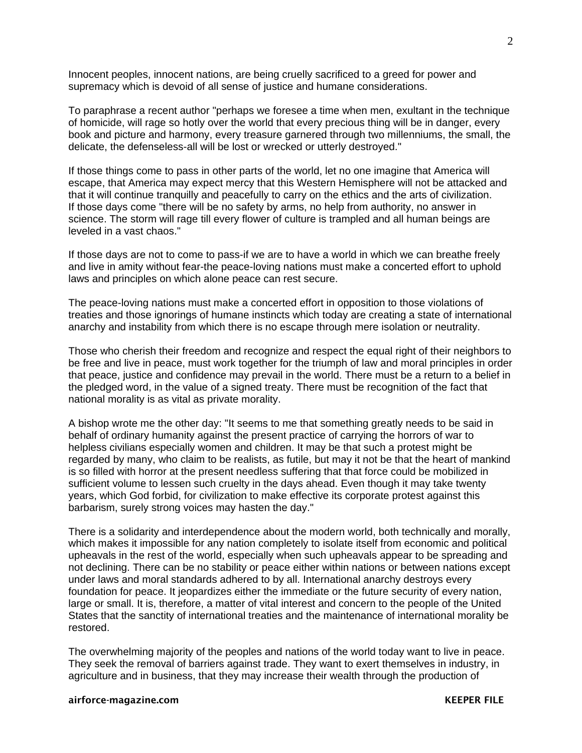Innocent peoples, innocent nations, are being cruelly sacrificed to a greed for power and supremacy which is devoid of all sense of justice and humane considerations.

To paraphrase a recent author "perhaps we foresee a time when men, exultant in the technique of homicide, will rage so hotly over the world that every precious thing will be in danger, every book and picture and harmony, every treasure garnered through two millenniums, the small, the delicate, the defenseless-all will be lost or wrecked or utterly destroyed."

If those things come to pass in other parts of the world, let no one imagine that America will escape, that America may expect mercy that this Western Hemisphere will not be attacked and that it will continue tranquilly and peacefully to carry on the ethics and the arts of civilization. If those days come "there will be no safety by arms, no help from authority, no answer in science. The storm will rage till every flower of culture is trampled and all human beings are leveled in a vast chaos."

If those days are not to come to pass-if we are to have a world in which we can breathe freely and live in amity without fear-the peace-loving nations must make a concerted effort to uphold laws and principles on which alone peace can rest secure.

The peace-loving nations must make a concerted effort in opposition to those violations of treaties and those ignorings of humane instincts which today are creating a state of international anarchy and instability from which there is no escape through mere isolation or neutrality.

Those who cherish their freedom and recognize and respect the equal right of their neighbors to be free and live in peace, must work together for the triumph of law and moral principles in order that peace, justice and confidence may prevail in the world. There must be a return to a belief in the pledged word, in the value of a signed treaty. There must be recognition of the fact that national morality is as vital as private morality.

A bishop wrote me the other day: "It seems to me that something greatly needs to be said in behalf of ordinary humanity against the present practice of carrying the horrors of war to helpless civilians especially women and children. It may be that such a protest might be regarded by many, who claim to be realists, as futile, but may it not be that the heart of mankind is so filled with horror at the present needless suffering that that force could be mobilized in sufficient volume to lessen such cruelty in the days ahead. Even though it may take twenty years, which God forbid, for civilization to make effective its corporate protest against this barbarism, surely strong voices may hasten the day."

There is a solidarity and interdependence about the modern world, both technically and morally, which makes it impossible for any nation completely to isolate itself from economic and political upheavals in the rest of the world, especially when such upheavals appear to be spreading and not declining. There can be no stability or peace either within nations or between nations except under laws and moral standards adhered to by all. International anarchy destroys every foundation for peace. It jeopardizes either the immediate or the future security of every nation, large or small. It is, therefore, a matter of vital interest and concern to the people of the United States that the sanctity of international treaties and the maintenance of international morality be restored.

The overwhelming majority of the peoples and nations of the world today want to live in peace. They seek the removal of barriers against trade. They want to exert themselves in industry, in agriculture and in business, that they may increase their wealth through the production of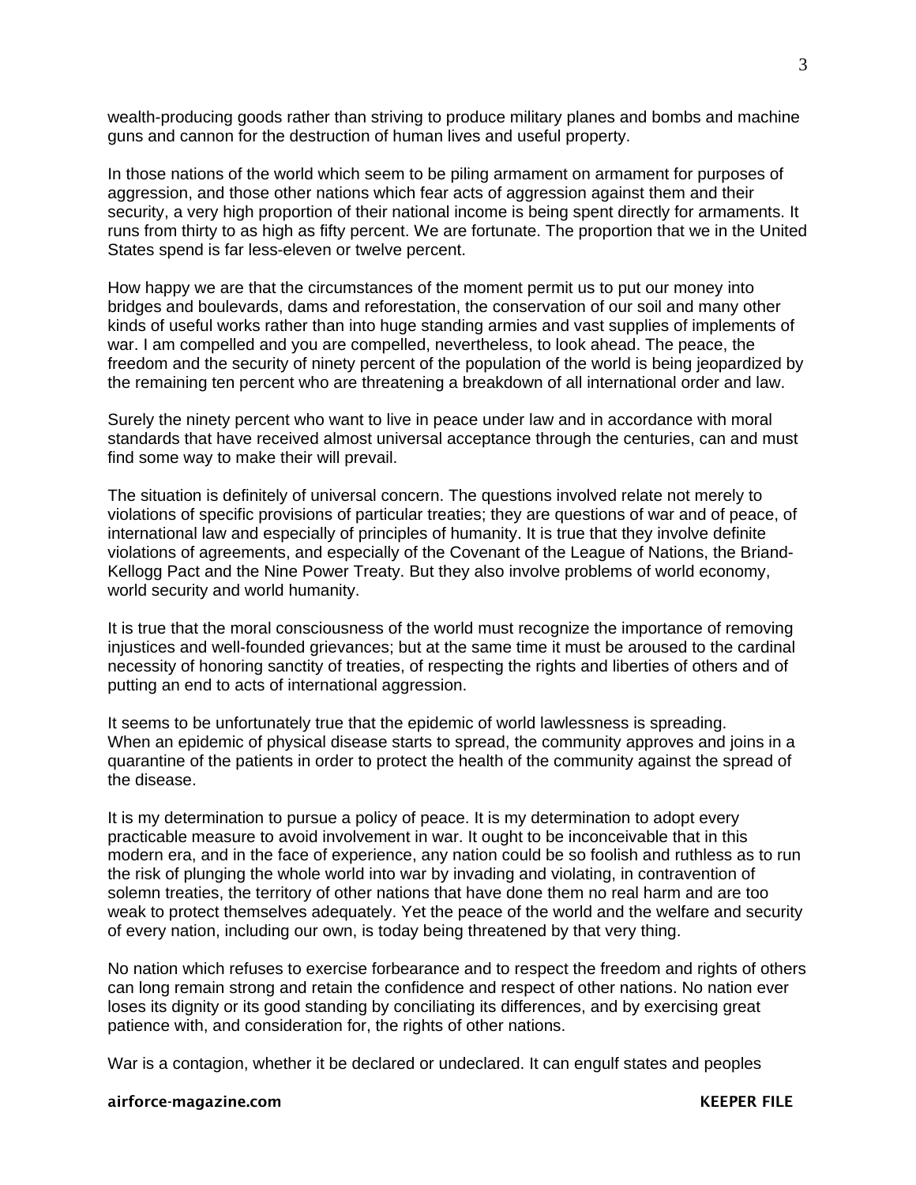wealth-producing goods rather than striving to produce military planes and bombs and machine guns and cannon for the destruction of human lives and useful property.

In those nations of the world which seem to be piling armament on armament for purposes of aggression, and those other nations which fear acts of aggression against them and their security, a very high proportion of their national income is being spent directly for armaments. It runs from thirty to as high as fifty percent. We are fortunate. The proportion that we in the United States spend is far less-eleven or twelve percent.

How happy we are that the circumstances of the moment permit us to put our money into bridges and boulevards, dams and reforestation, the conservation of our soil and many other kinds of useful works rather than into huge standing armies and vast supplies of implements of war. I am compelled and you are compelled, nevertheless, to look ahead. The peace, the freedom and the security of ninety percent of the population of the world is being jeopardized by the remaining ten percent who are threatening a breakdown of all international order and law.

Surely the ninety percent who want to live in peace under law and in accordance with moral standards that have received almost universal acceptance through the centuries, can and must find some way to make their will prevail.

The situation is definitely of universal concern. The questions involved relate not merely to violations of specific provisions of particular treaties; they are questions of war and of peace, of international law and especially of principles of humanity. It is true that they involve definite violations of agreements, and especially of the Covenant of the League of Nations, the Briand-Kellogg Pact and the Nine Power Treaty. But they also involve problems of world economy, world security and world humanity.

It is true that the moral consciousness of the world must recognize the importance of removing injustices and well-founded grievances; but at the same time it must be aroused to the cardinal necessity of honoring sanctity of treaties, of respecting the rights and liberties of others and of putting an end to acts of international aggression.

It seems to be unfortunately true that the epidemic of world lawlessness is spreading. When an epidemic of physical disease starts to spread, the community approves and joins in a quarantine of the patients in order to protect the health of the community against the spread of the disease.

It is my determination to pursue a policy of peace. It is my determination to adopt every practicable measure to avoid involvement in war. It ought to be inconceivable that in this modern era, and in the face of experience, any nation could be so foolish and ruthless as to run the risk of plunging the whole world into war by invading and violating, in contravention of solemn treaties, the territory of other nations that have done them no real harm and are too weak to protect themselves adequately. Yet the peace of the world and the welfare and security of every nation, including our own, is today being threatened by that very thing.

No nation which refuses to exercise forbearance and to respect the freedom and rights of others can long remain strong and retain the confidence and respect of other nations. No nation ever loses its dignity or its good standing by conciliating its differences, and by exercising great patience with, and consideration for, the rights of other nations.

War is a contagion, whether it be declared or undeclared. It can engulf states and peoples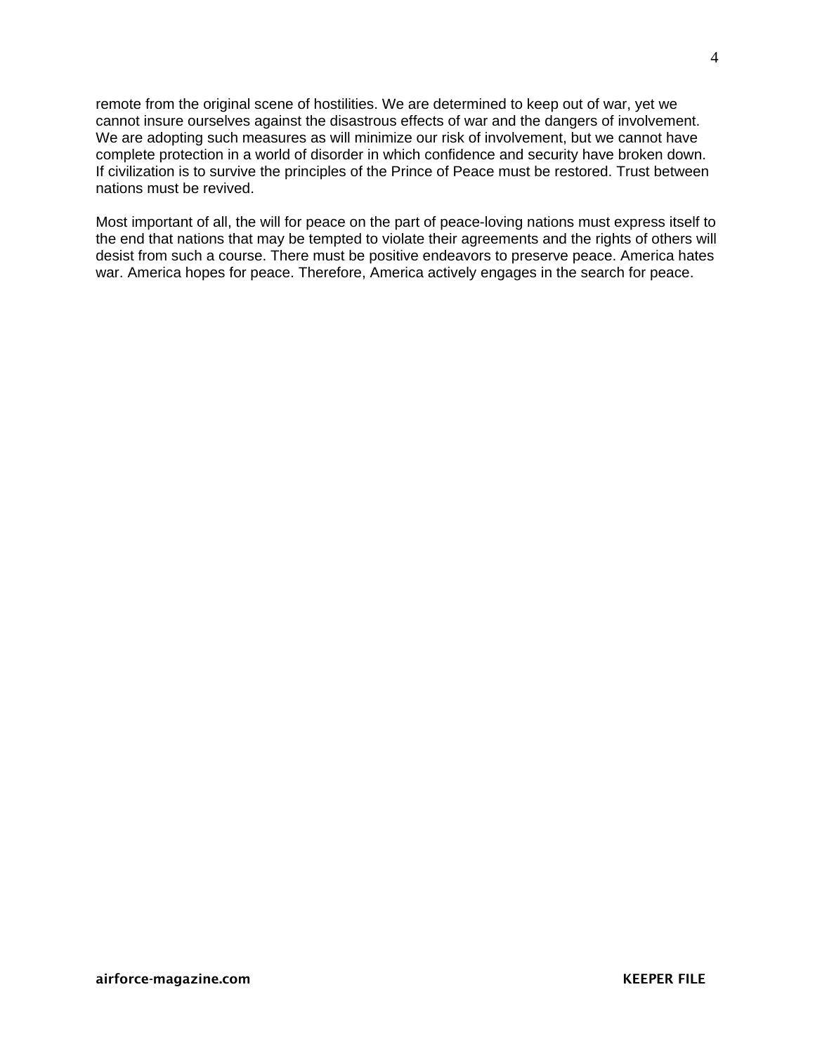remote from the original scene of hostilities. We are determined to keep out of war, yet we cannot insure ourselves against the disastrous effects of war and the dangers of involvement. We are adopting such measures as will minimize our risk of involvement, but we cannot have complete protection in a world of disorder in which confidence and security have broken down. If civilization is to survive the principles of the Prince of Peace must be restored. Trust between nations must be revived.

Most important of all, the will for peace on the part of peace-loving nations must express itself to the end that nations that may be tempted to violate their agreements and the rights of others will desist from such a course. There must be positive endeavors to preserve peace. America hates war. America hopes for peace. Therefore, America actively engages in the search for peace.